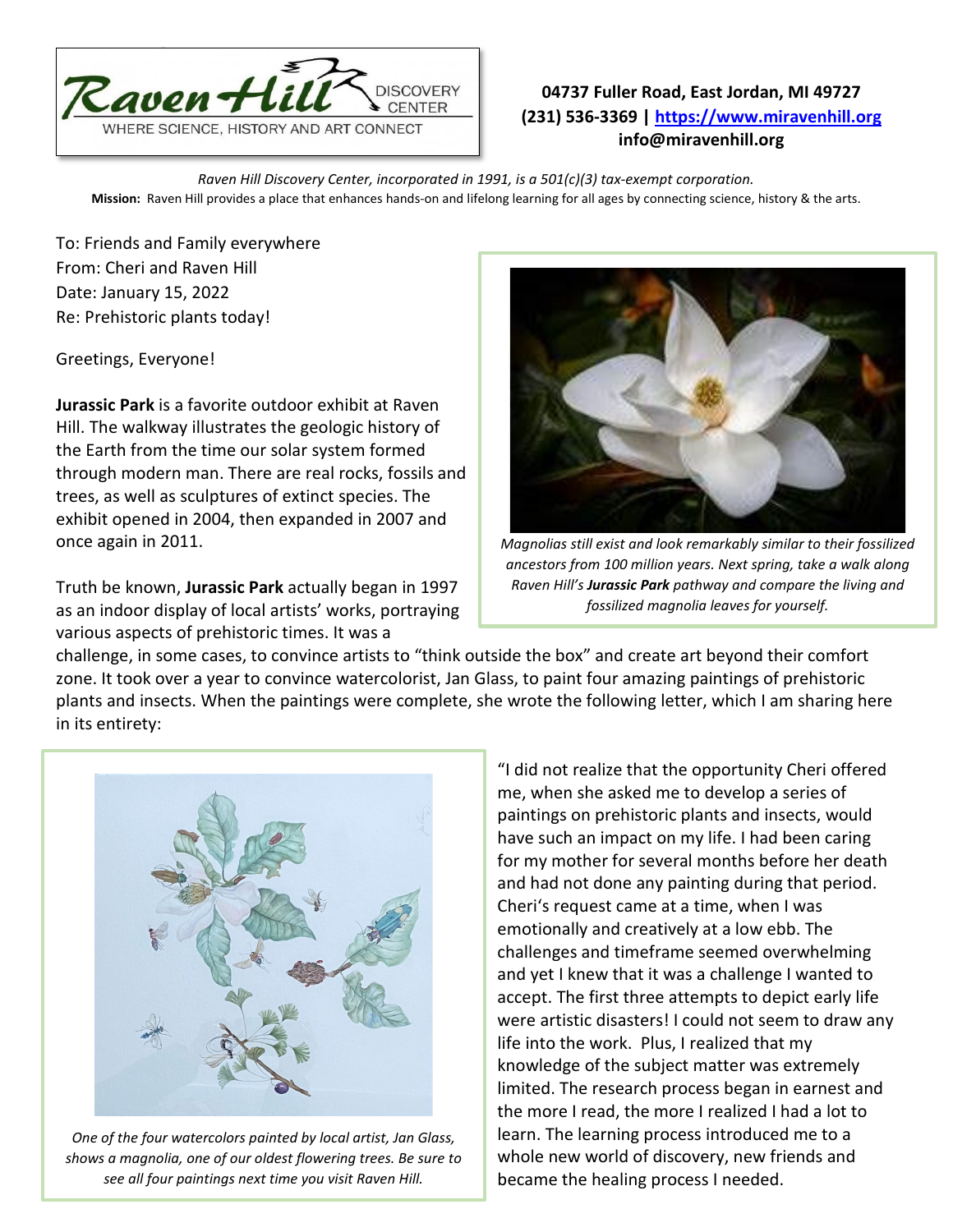Raven Hill DISCOVERY CENTER
WHERE SCIENCE, HISTORY AND ART CONNECT

**04737 Fuller Road, East Jordan, MI 49727**
**(231) 536-3369 | [https://www.miravenhill.org](https://www.miravenhill.org)**
**info@miravenhill.org**

*Raven Hill Discovery Center, incorporated in 1991, is a 501(c)(3) tax-exempt corporation.*
**Mission:** Raven Hill provides a place that enhances hands-on and lifelong learning for all ages by connecting science, history & the arts.

To: Friends and Family everywhere
From: Cheri and Raven Hill
Date: January 15, 2022
Re: Prehistoric plants today!

Greetings, Everyone!

**Jurassic Park** is a favorite outdoor exhibit at Raven Hill. The walkway illustrates the geologic history of the Earth from the time our solar system formed through modern man. There are real rocks, fossils and trees, as well as sculptures of extinct species. The exhibit opened in 2004, then expanded in 2007 and once again in 2011.

*Magnolias still exist and look remarkably similar to their fossilized ancestors from 100 million years. Next spring, take a walk along Raven Hill's **Jurassic Park** pathway and compare the living and fossilized magnolia leaves for yourself.*

Truth be known, **Jurassic Park** actually began in 1997 as an indoor display of local artists' works, portraying various aspects of prehistoric times. It was a challenge, in some cases, to convince artists to "think outside the box" and create art beyond their comfort zone. It took over a year to convince watercolorist, Jan Glass, to paint four amazing paintings of prehistoric plants and insects. When the paintings were complete, she wrote the following letter, which I am sharing here in its entirety:

*One of the four watercolors painted by local artist, Jan Glass, shows a magnolia, one of our oldest flowering trees. Be sure to see all four paintings next time you visit Raven Hill.*

"I did not realize that the opportunity Cheri offered me, when she asked me to develop a series of paintings on prehistoric plants and insects, would have such an impact on my life. I had been caring for my mother for several months before her death and had not done any painting during that period. Cheri's request came at a time, when I was emotionally and creatively at a low ebb. The challenges and timeframe seemed overwhelming and yet I knew that it was a challenge I wanted to accept. The first three attempts to depict early life were artistic disasters! I could not seem to draw any life into the work. Plus, I realized that my knowledge of the subject matter was extremely limited. The research process began in earnest and the more I read, the more I realized I had a lot to learn. The learning process introduced me to a whole new world of discovery, new friends and became the healing process I needed.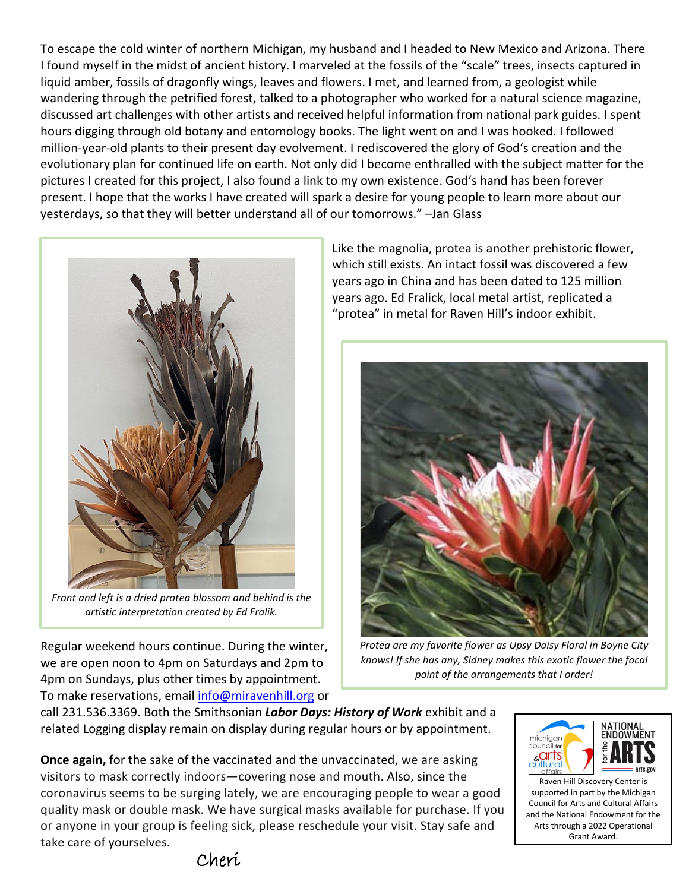To escape the cold winter of northern Michigan, my husband and I headed to New Mexico and Arizona. There I found myself in the midst of ancient history. I marveled at the fossils of the "scale" trees, insects captured in liquid amber, fossils of dragonfly wings, leaves and flowers. I met, and learned from, a geologist while wandering through the petrified forest, talked to a photographer who worked for a natural science magazine, discussed art challenges with other artists and received helpful information from national park guides. I spent hours digging through old botany and entomology books. The light went on and I was hooked. I followed million-year-old plants to their present day evolvement. I rediscovered the glory of God's creation and the evolutionary plan for continued life on earth. Not only did I become enthralled with the subject matter for the pictures I created for this project, I also found a link to my own existence. God's hand has been forever present. I hope that the works I have created will spark a desire for young people to learn more about our yesterdays, so that they will better understand all of our tomorrows." –Jan Glass

*Front and left is a dried protea blossom and behind is the artistic interpretation created by Ed Fralik.*

Like the magnolia, protea is another prehistoric flower, which still exists. An intact fossil was discovered a few years ago in China and has been dated to 125 million years ago. Ed Fralick, local metal artist, replicated a "protea" in metal for Raven Hill's indoor exhibit.

*Protea are my favorite flower as Upsy Daisy Floral in Boyne City knows! If she has any, Sidney makes this exotic flower the focal point of the arrangements that I order!*

Regular weekend hours continue. During the winter, we are open noon to 4pm on Saturdays and 2pm to 4pm on Sundays, plus other times by appointment. To make reservations, email info@miravenhill.org or call 231.536.3369. Both the Smithsonian ***Labor Days: History of Work*** exhibit and a related Logging display remain on display during regular hours or by appointment.

**Once again,** for the sake of the vaccinated and the unvaccinated, we are asking visitors to mask correctly indoors—covering nose and mouth. Also, since the coronavirus seems to be surging lately, we are encouraging people to wear a good quality mask or double mask. We have surgical masks available for purchase. If you or anyone in your group is feeling sick, please reschedule your visit. Stay safe and take care of yourselves.

Cheri

michigan council for arts & cultural affairs | NATIONAL ENDOWMENT for the ARTS arts.gov

Raven Hill Discovery Center is supported in part by the Michigan Council for Arts and Cultural Affairs and the National Endowment for the Arts through a 2022 Operational Grant Award.